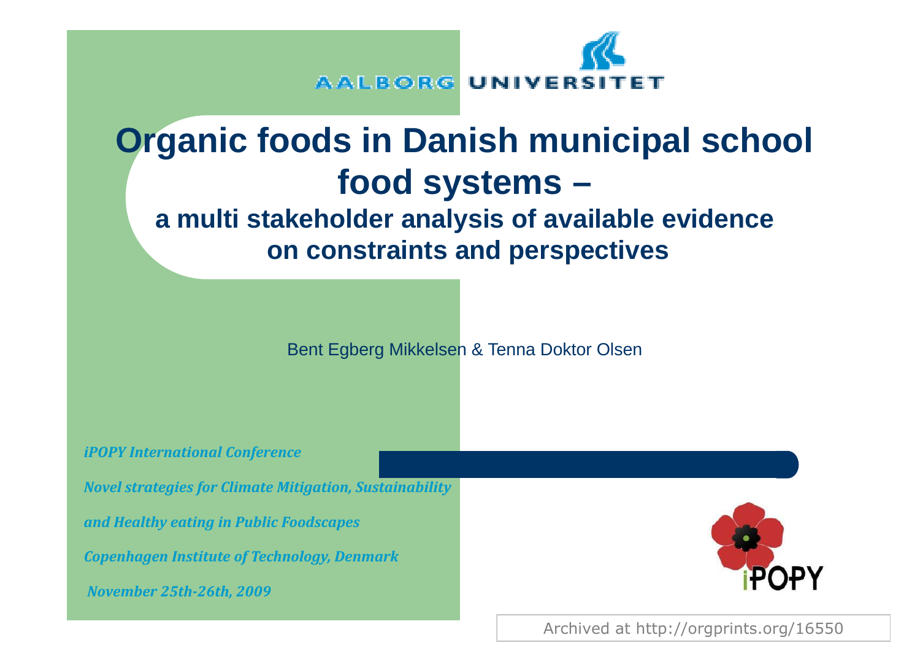AALBORG UNIVERSITET

# Organic foods in Danish municipal school food systems –

## a multi stakeholder analysis of available evidence on constraints and perspectives

Bent Egberg Mikkelsen & Tenna Doktor Olsen

*iPOPY International Conference*

*Novel strategies for Climate Mitigation, Sustainability and Healthy eating in Public Foodscapes*

*Copenhagen Institute of Technology, Denmark*

*November 25th-26th, 2009*

iPOPY

Archived at http://orgprints.org/16550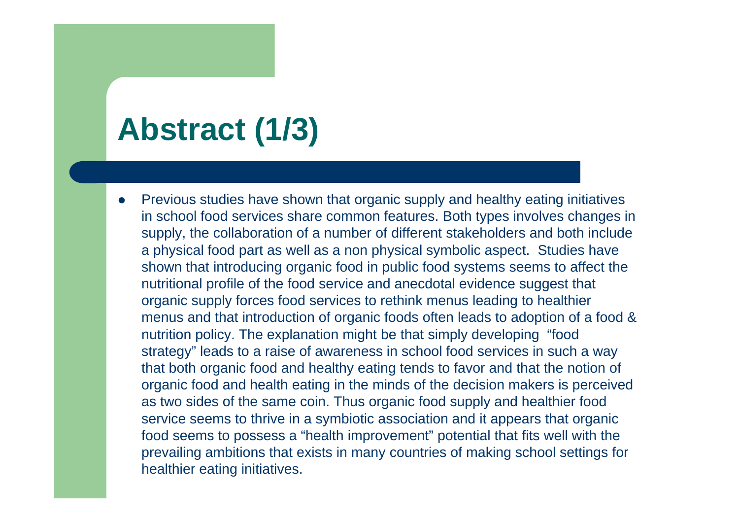# Abstract (1/3)

- Previous studies have shown that organic supply and healthy eating initiatives in school food services share common features. Both types involves changes in supply, the collaboration of a number of different stakeholders and both include a physical food part as well as a non physical symbolic aspect. Studies have shown that introducing organic food in public food systems seems to affect the nutritional profile of the food service and anecdotal evidence suggest that organic supply forces food services to rethink menus leading to healthier menus and that introduction of organic foods often leads to adoption of a food & nutrition policy. The explanation might be that simply developing "food strategy" leads to a raise of awareness in school food services in such a way that both organic food and healthy eating tends to favor and that the notion of organic food and health eating in the minds of the decision makers is perceived as two sides of the same coin. Thus organic food supply and healthier food service seems to thrive in a symbiotic association and it appears that organic food seems to possess a "health improvement" potential that fits well with the prevailing ambitions that exists in many countries of making school settings for healthier eating initiatives.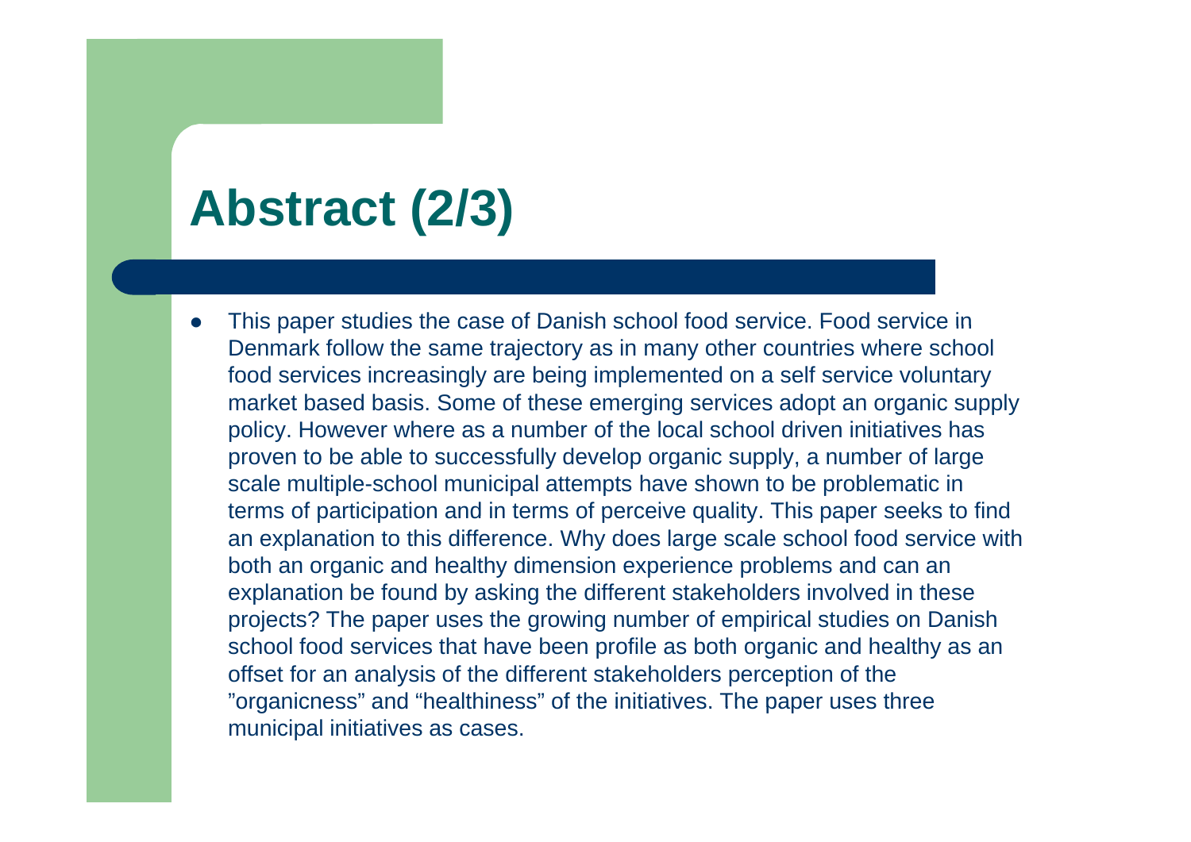# Abstract (2/3)

- This paper studies the case of Danish school food service. Food service in Denmark follow the same trajectory as in many other countries where school food services increasingly are being implemented on a self service voluntary market based basis. Some of these emerging services adopt an organic supply policy. However where as a number of the local school driven initiatives has proven to be able to successfully develop organic supply, a number of large scale multiple-school municipal attempts have shown to be problematic in terms of participation and in terms of perceive quality. This paper seeks to find an explanation to this difference. Why does large scale school food service with both an organic and healthy dimension experience problems and can an explanation be found by asking the different stakeholders involved in these projects? The paper uses the growing number of empirical studies on Danish school food services that have been profile as both organic and healthy as an offset for an analysis of the different stakeholders perception of the ”organicness” and “healthiness” of the initiatives. The paper uses three municipal initiatives as cases.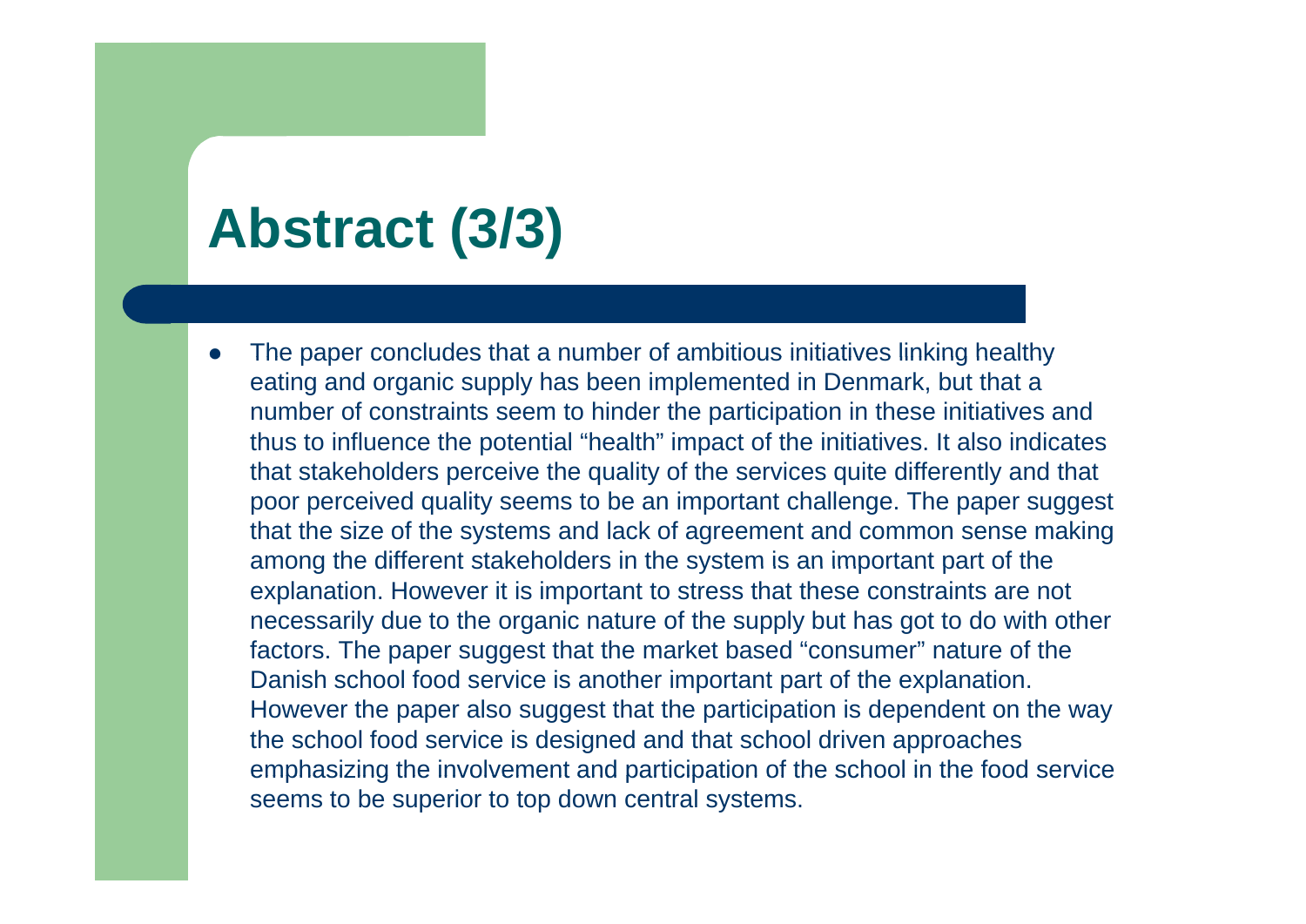# Abstract (3/3)

- The paper concludes that a number of ambitious initiatives linking healthy eating and organic supply has been implemented in Denmark, but that a number of constraints seem to hinder the participation in these initiatives and thus to influence the potential "health" impact of the initiatives. It also indicates that stakeholders perceive the quality of the services quite differently and that poor perceived quality seems to be an important challenge. The paper suggest that the size of the systems and lack of agreement and common sense making among the different stakeholders in the system is an important part of the explanation. However it is important to stress that these constraints are not necessarily due to the organic nature of the supply but has got to do with other factors. The paper suggest that the market based "consumer" nature of the Danish school food service is another important part of the explanation. However the paper also suggest that the participation is dependent on the way the school food service is designed and that school driven approaches emphasizing the involvement and participation of the school in the food service seems to be superior to top down central systems.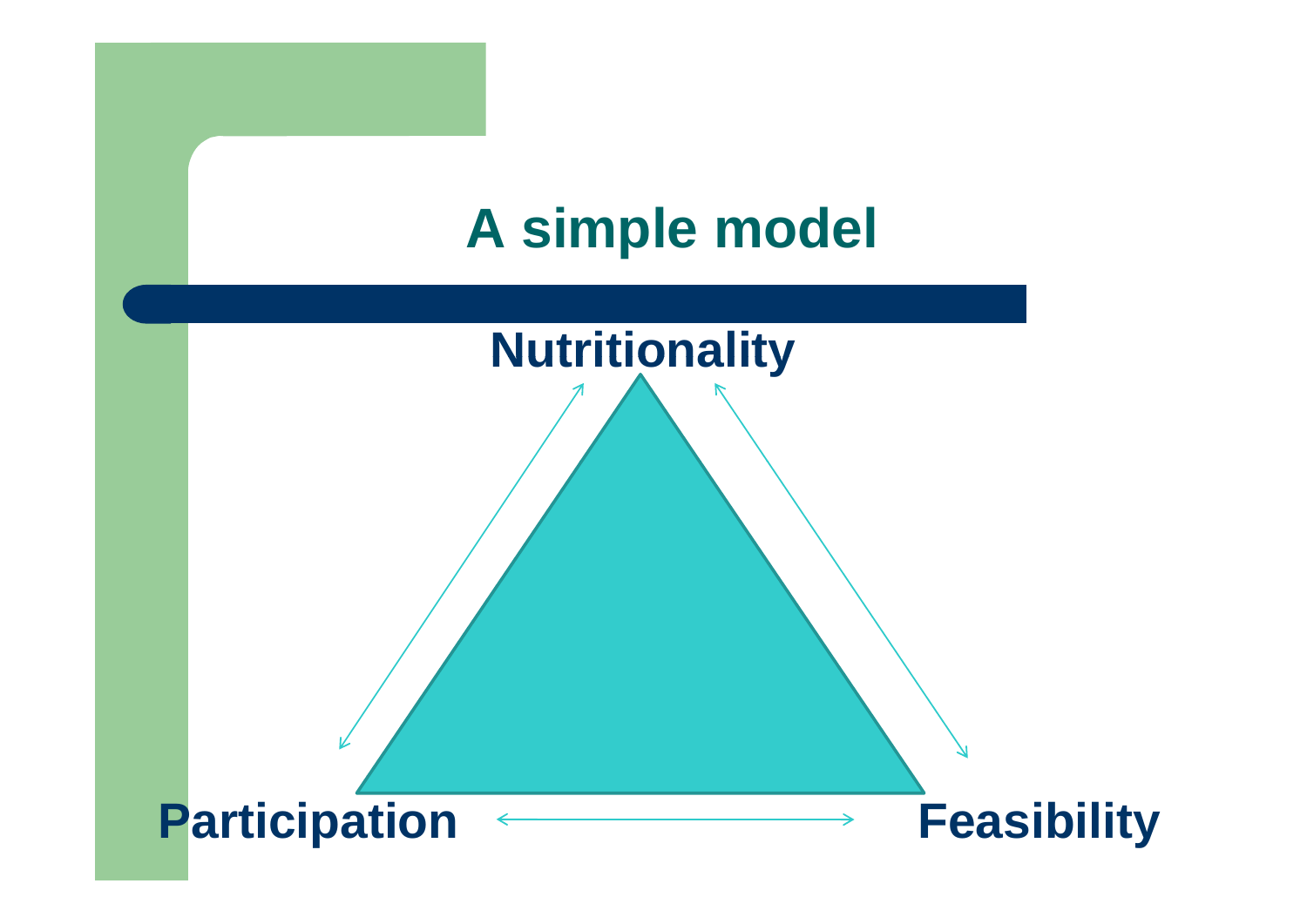# A simple model

Nutritionality

Participation

Feasibility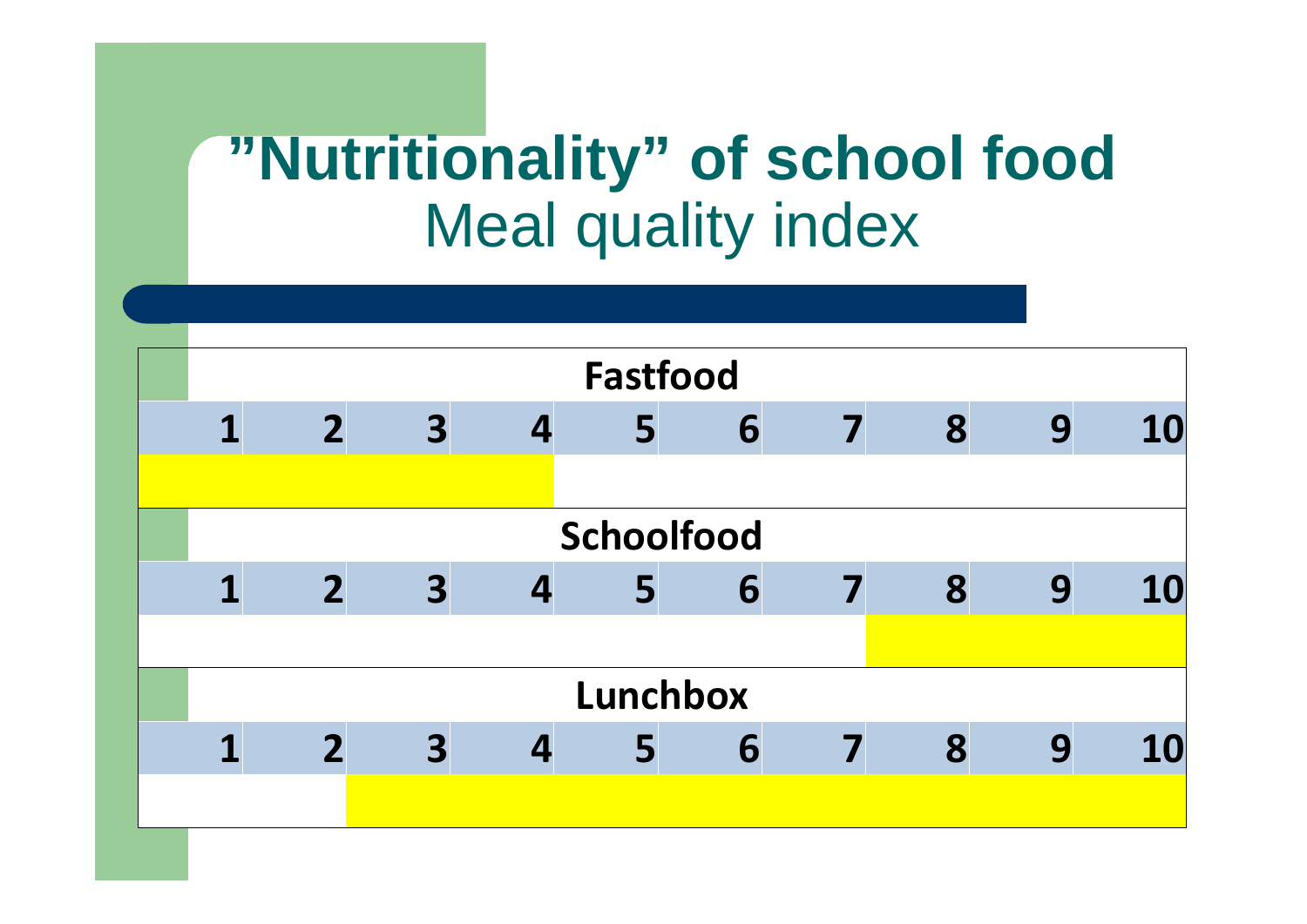# "Nutritionality" of school food

## Meal quality index

| Fastfood | | | | | | | | | |
|---|---|---|---|---|---|---|---|---|---|
| 1 | 2 | 3 | 4 | 5 | 6 | 7 | 8 | 9 | 10 |

| Schoolfood | | | | | | | | | |
|---|---|---|---|---|---|---|---|---|---|
| 1 | 2 | 3 | 4 | 5 | 6 | 7 | 8 | 9 | 10 |

| Lunchbox | | | | | | | | | |
|---|---|---|---|---|---|---|---|---|---|
| 1 | 2 | 3 | 4 | 5 | 6 | 7 | 8 | 9 | 10 |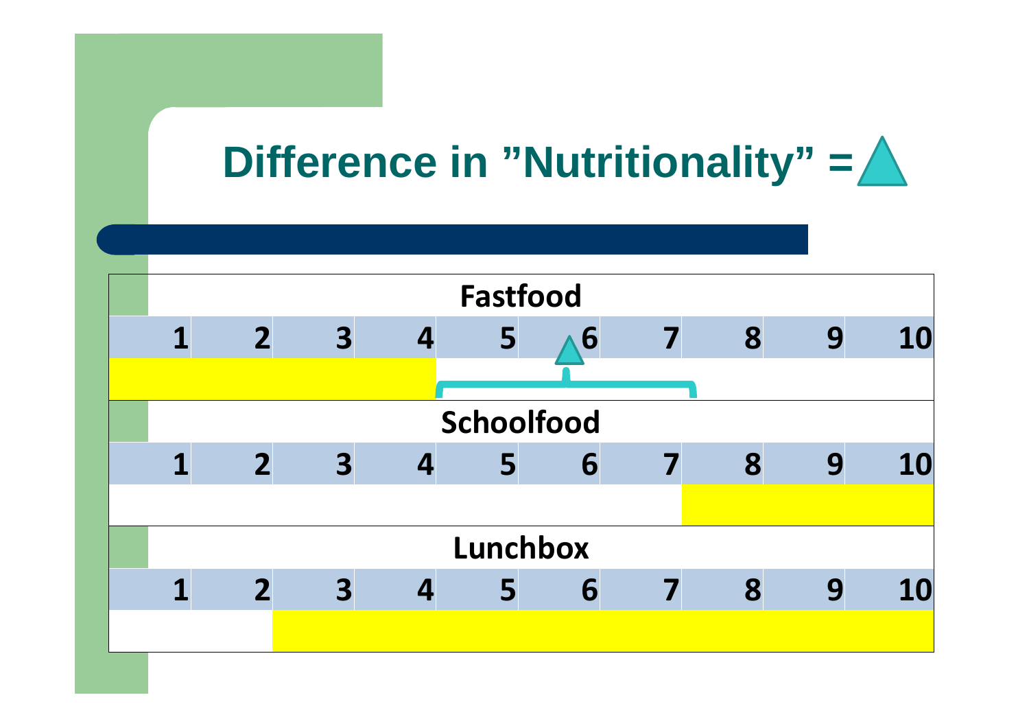# Difference in "Nutritionality" = △

| Fastfood | | | | | | | | | |
|---|---|---|---|---|---|---|---|---|---|
| 1 | 2 | 3 | 4 | 5 | 6 | 7 | 8 | 9 | 10 |

| Schoolfood | | | | | | | | | |
|---|---|---|---|---|---|---|---|---|---|
| 1 | 2 | 3 | 4 | 5 | 6 | 7 | 8 | 9 | 10 |

| Lunchbox | | | | | | | | | |
|---|---|---|---|---|---|---|---|---|---|
| 1 | 2 | 3 | 4 | 5 | 6 | 7 | 8 | 9 | 10 |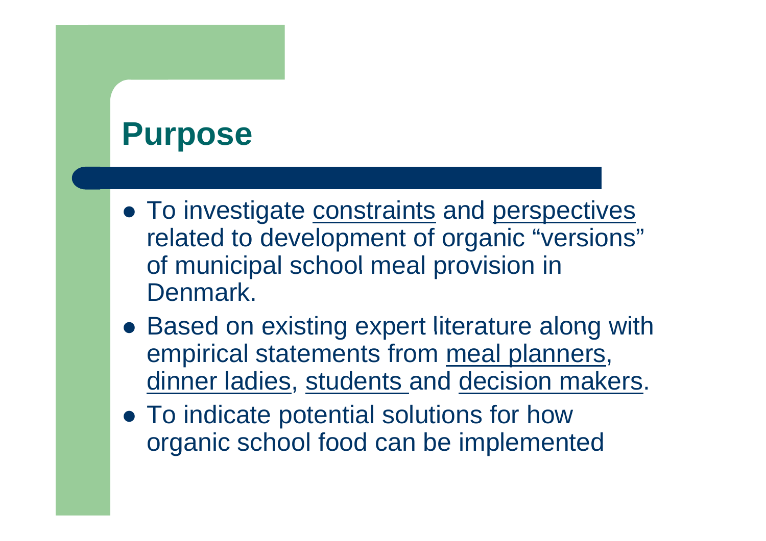## Purpose

- To investigate constraints and perspectives related to development of organic "versions" of municipal school meal provision in Denmark.
- Based on existing expert literature along with empirical statements from meal planners, dinner ladies, students and decision makers.
- To indicate potential solutions for how organic school food can be implemented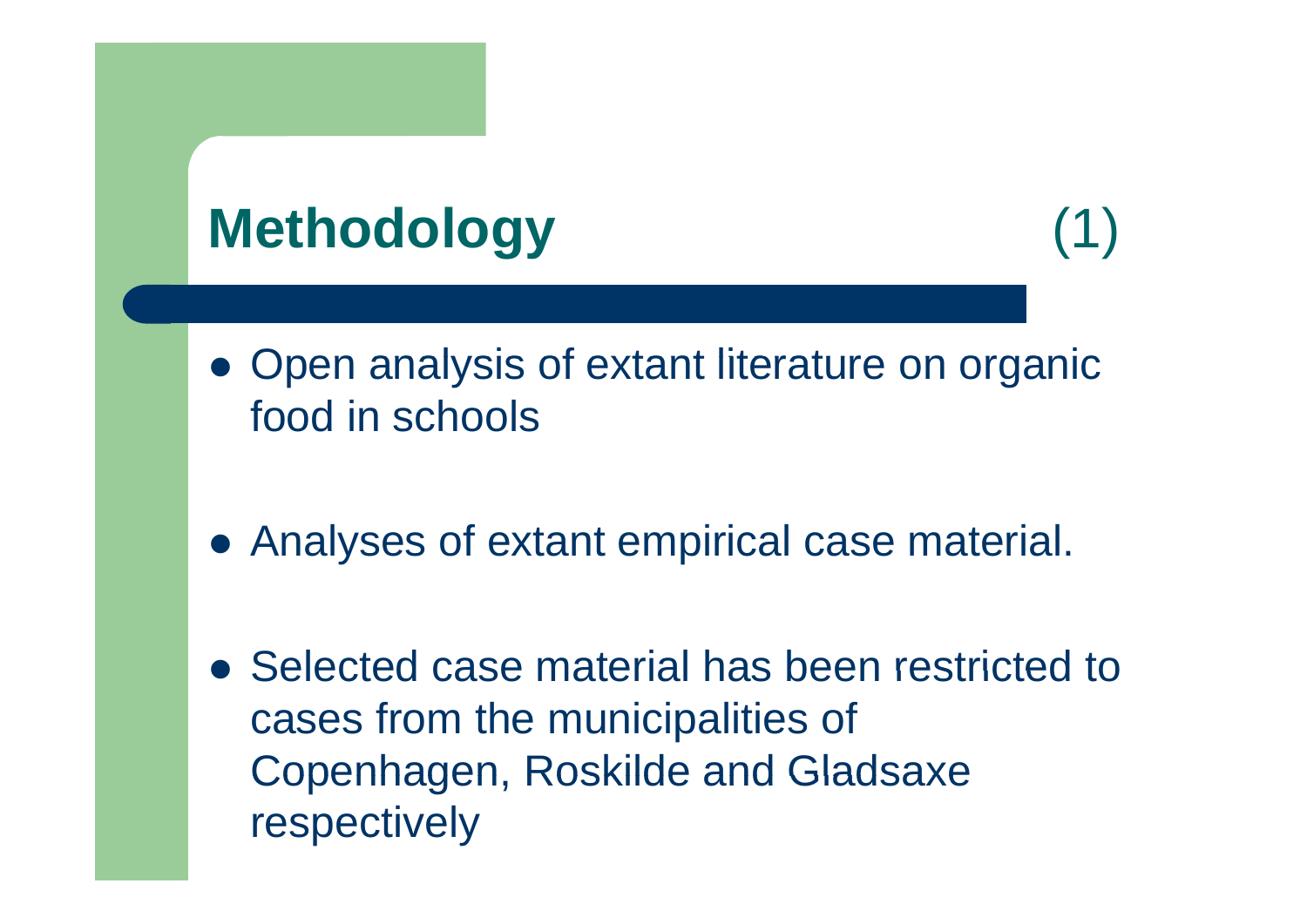# **Methodology** (1)

- Open analysis of extant literature on organic food in schools

- Analyses of extant empirical case material.

- Selected case material has been restricted to cases from the municipalities of Copenhagen, Roskilde and Gladsaxe respectively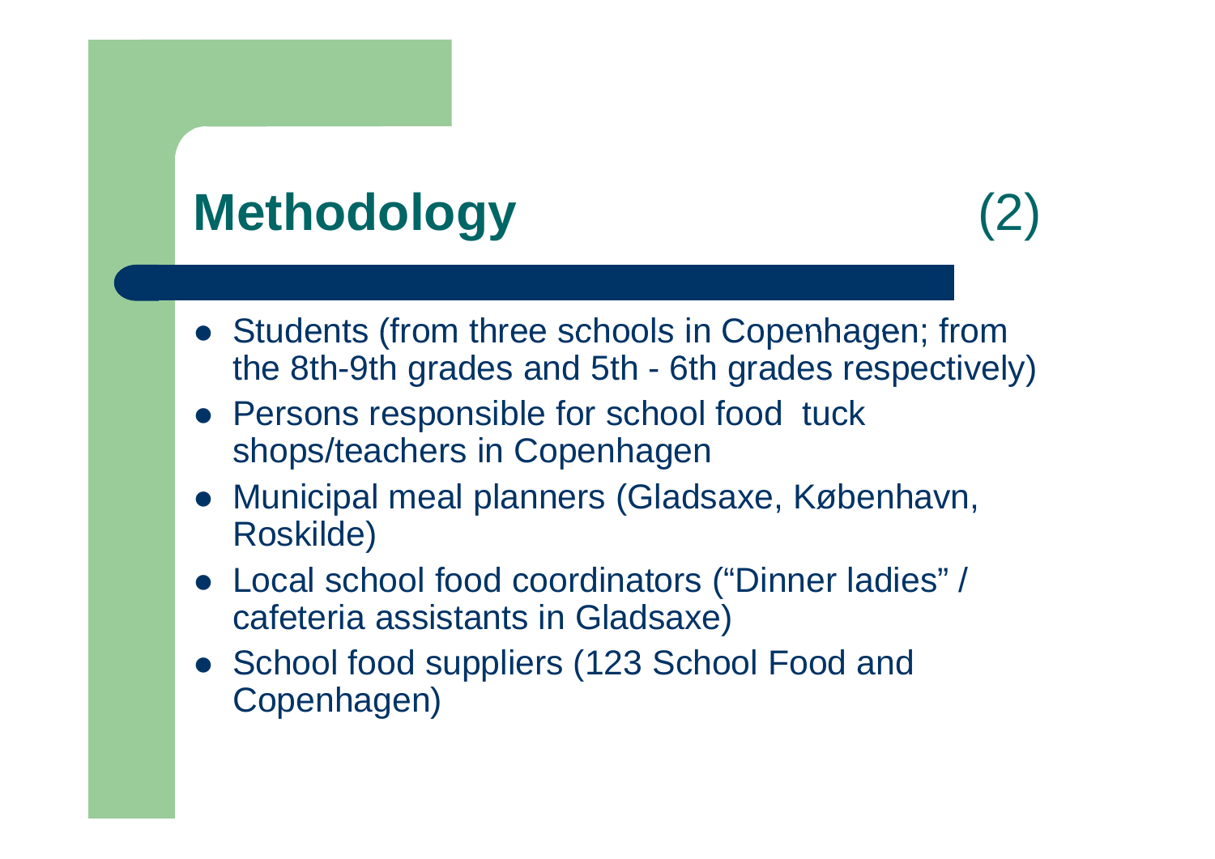# Methodology (2)

- Students (from three schools in Copenhagen; from the 8th-9th grades and 5th - 6th grades respectively)
- Persons responsible for school food tuck shops/teachers in Copenhagen
- Municipal meal planners (Gladsaxe, København, Roskilde)
- Local school food coordinators ("Dinner ladies" / cafeteria assistants in Gladsaxe)
- School food suppliers (123 School Food and Copenhagen)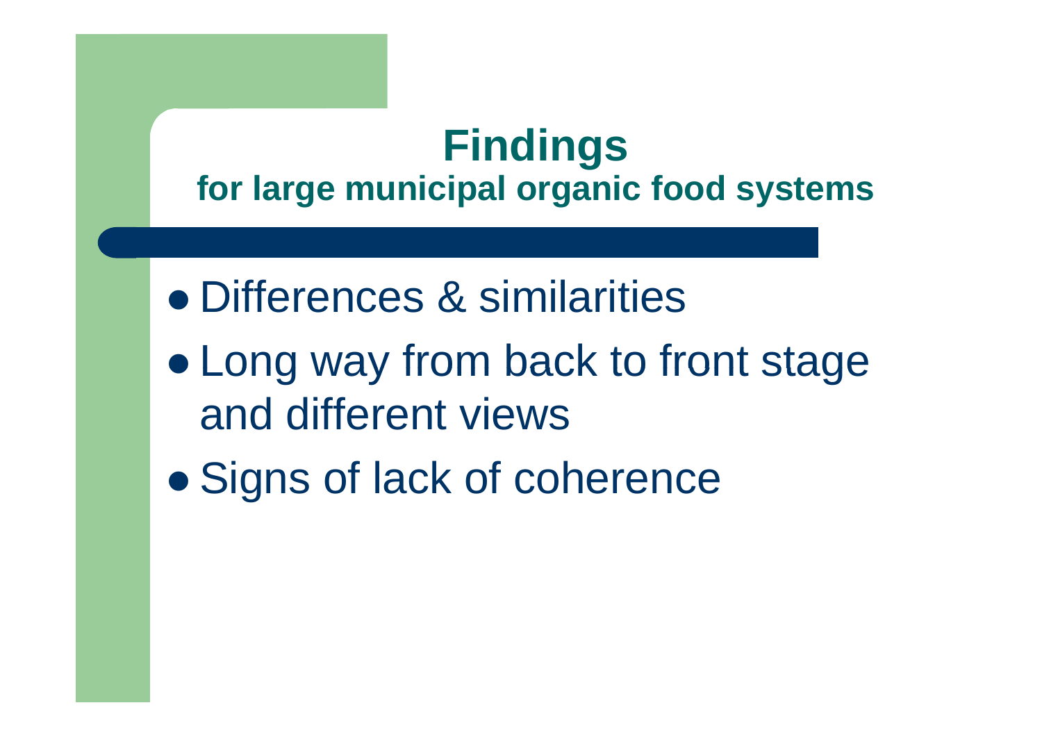# Findings

**for large municipal organic food systems**

- Differences & similarities
- Long way from back to front stage and different views
- Signs of lack of coherence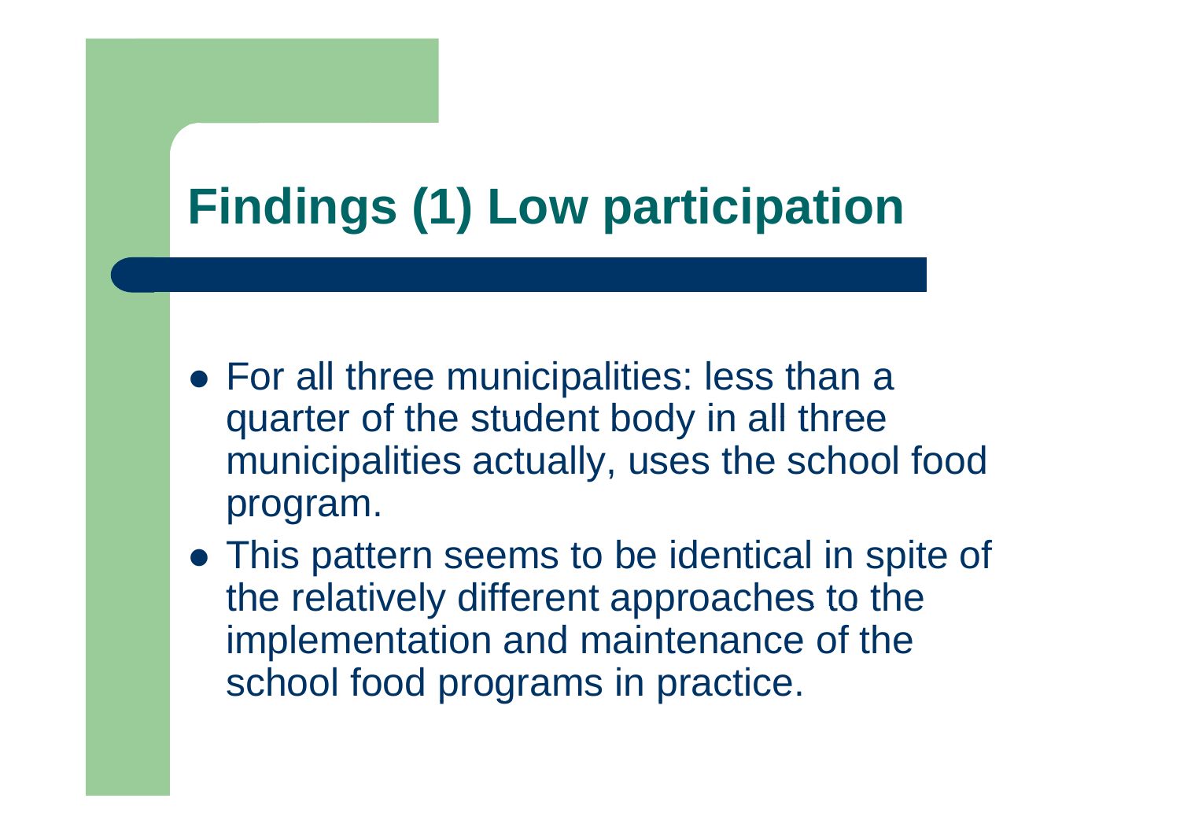# Findings (1) Low participation

- For all three municipalities: less than a quarter of the student body in all three municipalities actually, uses the school food program.
- This pattern seems to be identical in spite of the relatively different approaches to the implementation and maintenance of the school food programs in practice.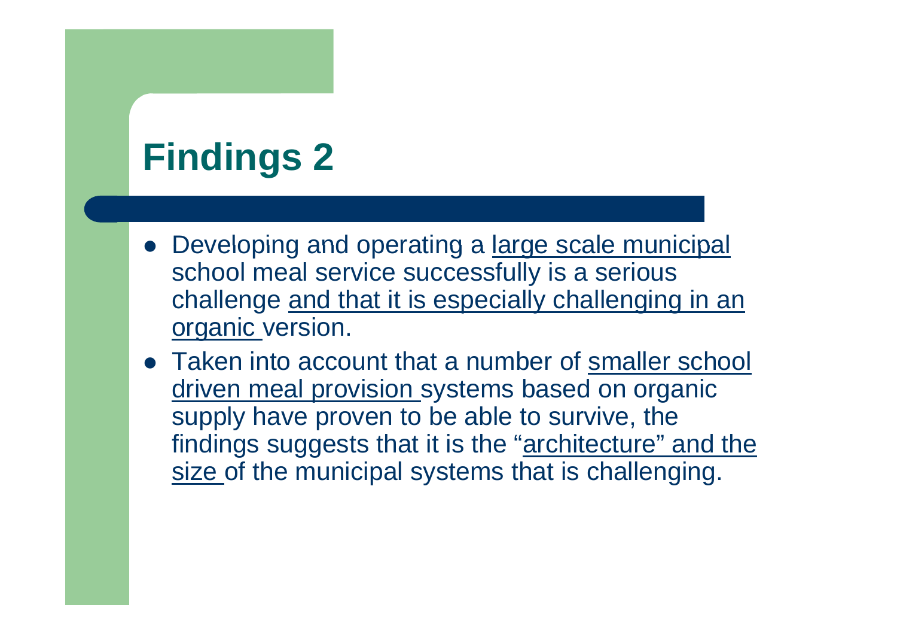# Findings 2

- Developing and operating a large scale municipal school meal service successfully is a serious challenge and that it is especially challenging in an organic version.
- Taken into account that a number of smaller school driven meal provision systems based on organic supply have proven to be able to survive, the findings suggests that it is the "architecture" and the size of the municipal systems that is challenging.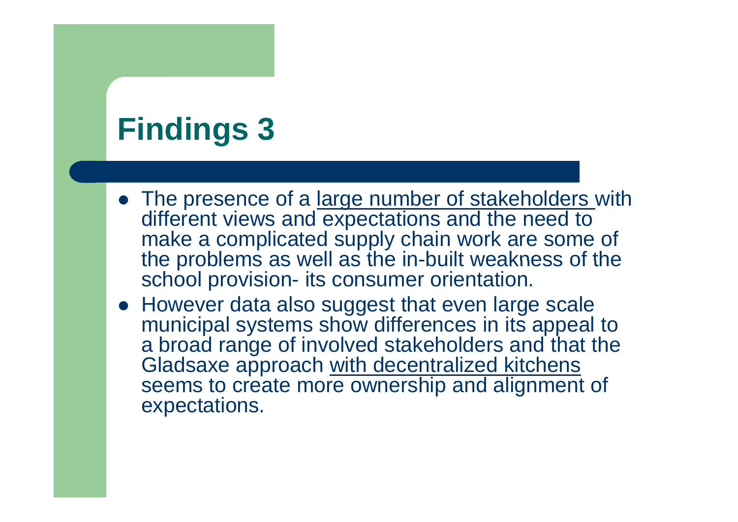# Findings 3

- The presence of a <u>large number of stakeholders</u> with different views and expectations and the need to make a complicated supply chain work are some of the problems as well as the in-built weakness of the school provision- its consumer orientation.
- However data also suggest that even large scale municipal systems show differences in its appeal to a broad range of involved stakeholders and that the Gladsaxe approach <u>with decentralized kitchens</u> seems to create more ownership and alignment of expectations.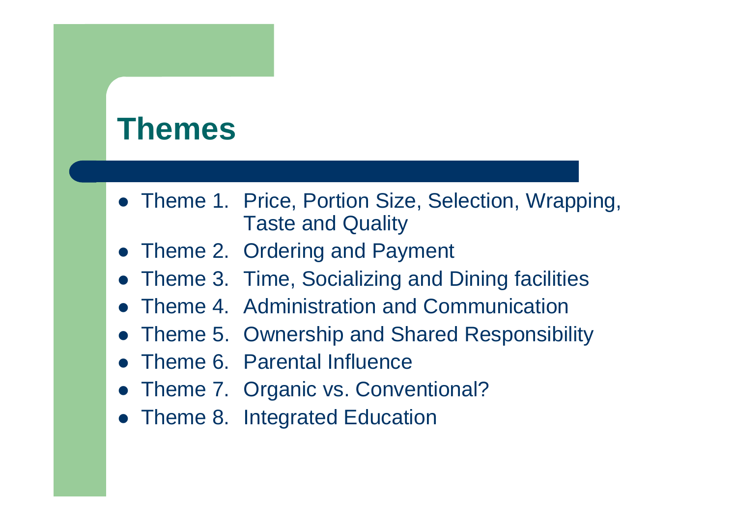# Themes

- Theme 1. Price, Portion Size, Selection, Wrapping, Taste and Quality
- Theme 2. Ordering and Payment
- Theme 3. Time, Socializing and Dining facilities
- Theme 4. Administration and Communication
- Theme 5. Ownership and Shared Responsibility
- Theme 6. Parental Influence
- Theme 7. Organic vs. Conventional?
- Theme 8. Integrated Education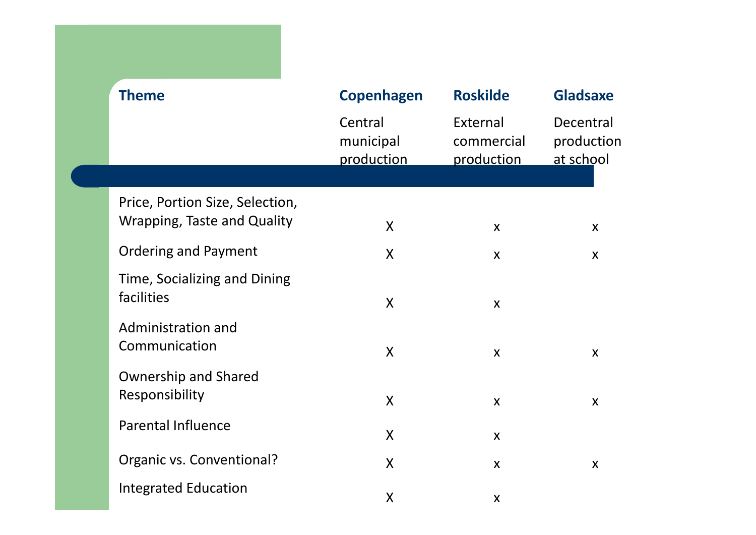| Theme | Copenhagen | Roskilde | Gladsaxe |
| --- | --- | --- | --- |
| | Central municipal production | External commercial production | Decentral production at school |
| Price, Portion Size, Selection, Wrapping, Taste and Quality | X | x | x |
| Ordering and Payment | X | x | x |
| Time, Socializing and Dining facilities | X | x | |
| Administration and Communication | X | x | x |
| Ownership and Shared Responsibility | X | x | x |
| Parental Influence | X | x | |
| Organic vs. Conventional? | X | x | x |
| Integrated Education | X | x | |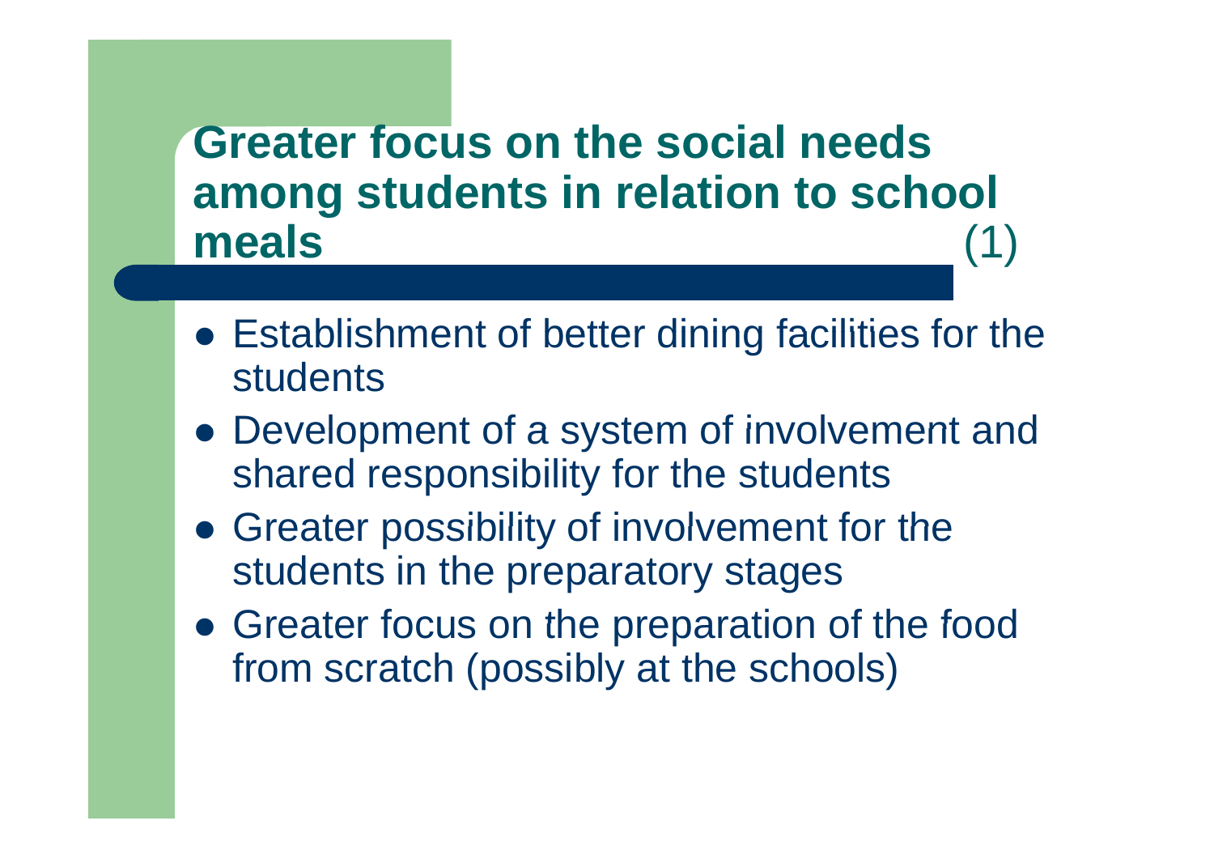## Greater focus on the social needs among students in relation to school meals (1)

- Establishment of better dining facilities for the students
- Development of a system of involvement and shared responsibility for the students
- Greater possibility of involvement for the students in the preparatory stages
- Greater focus on the preparation of the food from scratch (possibly at the schools)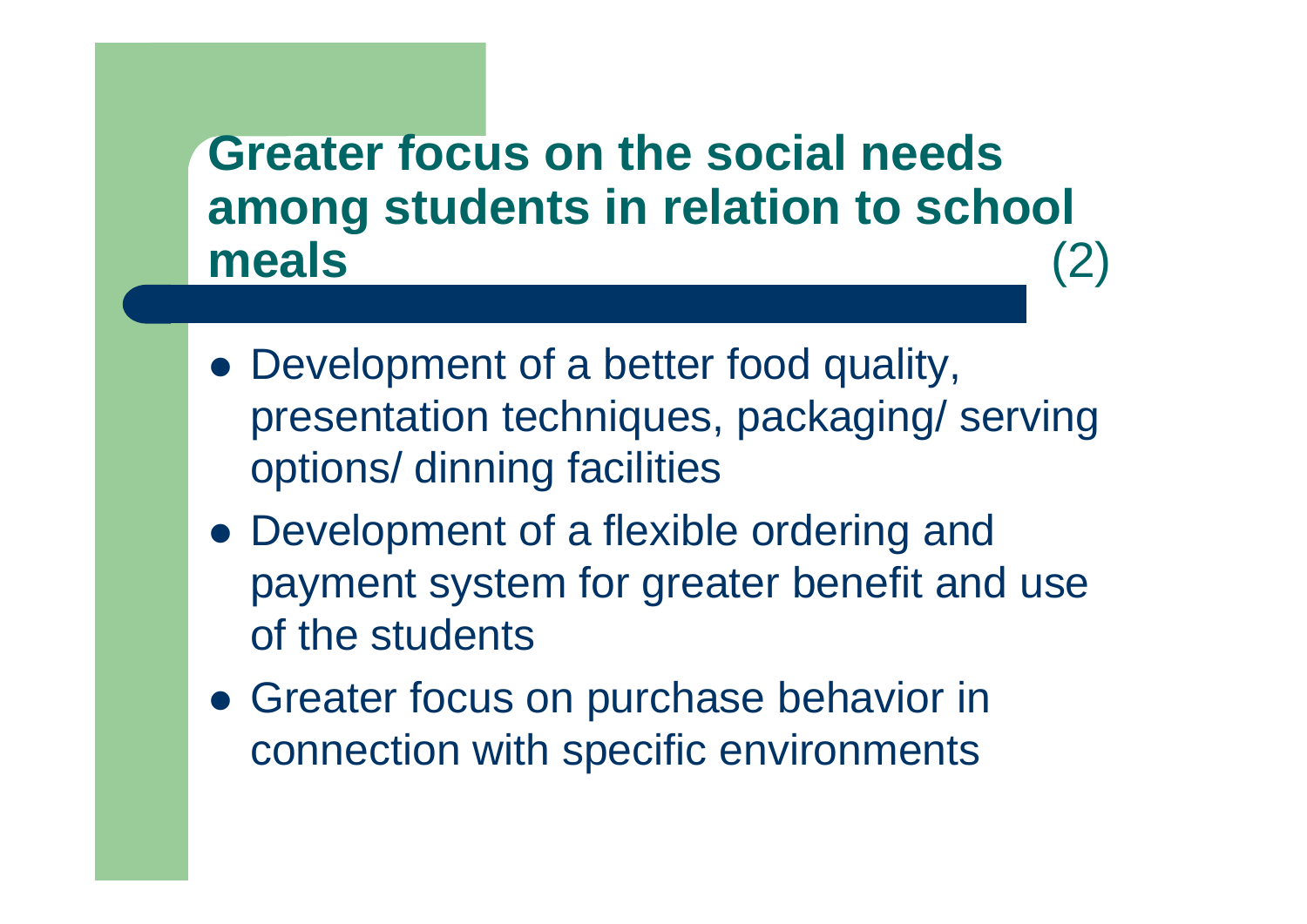## Greater focus on the social needs among students in relation to school meals (2)

- Development of a better food quality, presentation techniques, packaging/ serving options/ dinning facilities
- Development of a flexible ordering and payment system for greater benefit and use of the students
- Greater focus on purchase behavior in connection with specific environments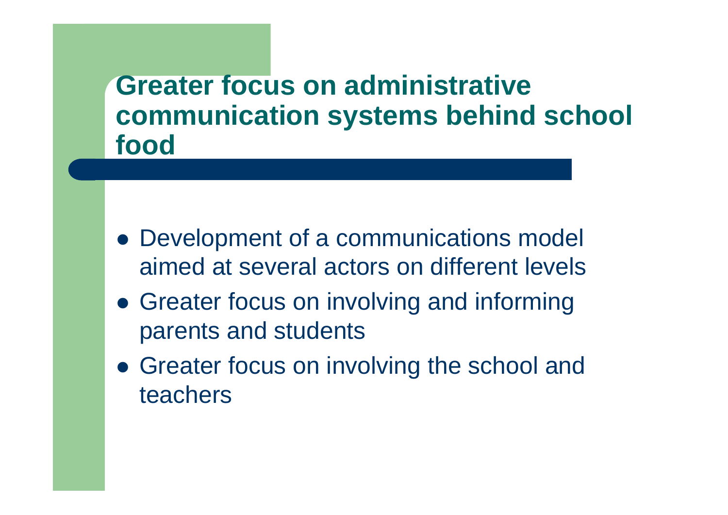# Greater focus on administrative communication systems behind school food

- Development of a communications model aimed at several actors on different levels
- Greater focus on involving and informing parents and students
- Greater focus on involving the school and teachers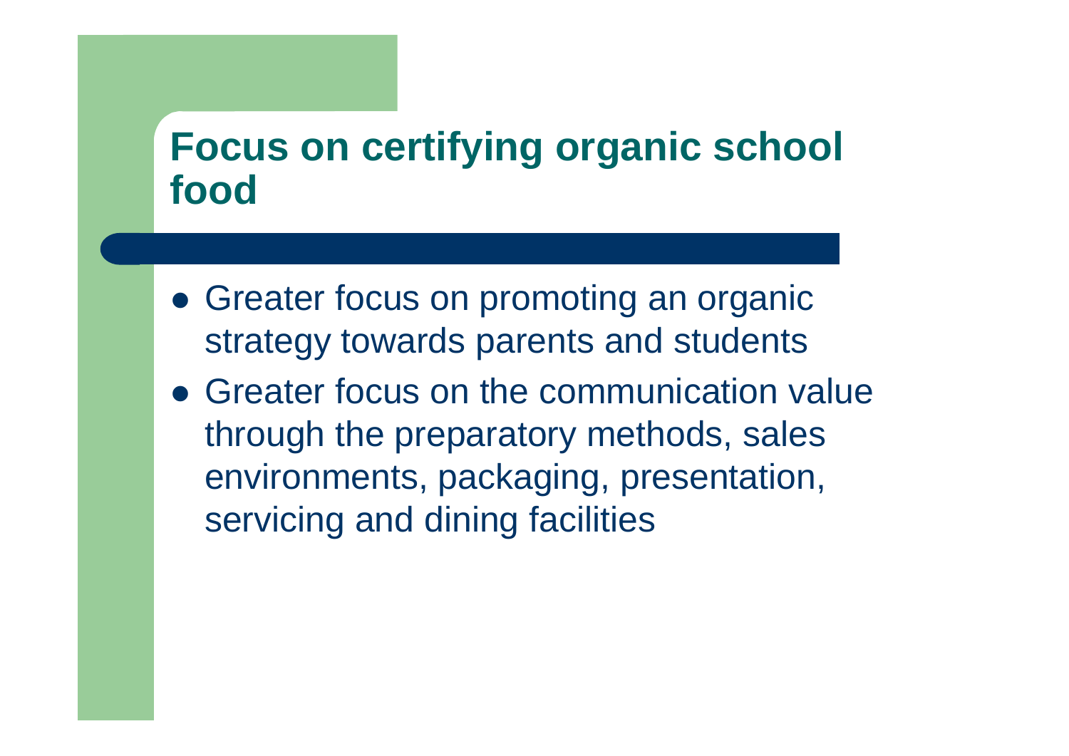# Focus on certifying organic school food

- Greater focus on promoting an organic strategy towards parents and students
- Greater focus on the communication value through the preparatory methods, sales environments, packaging, presentation, servicing and dining facilities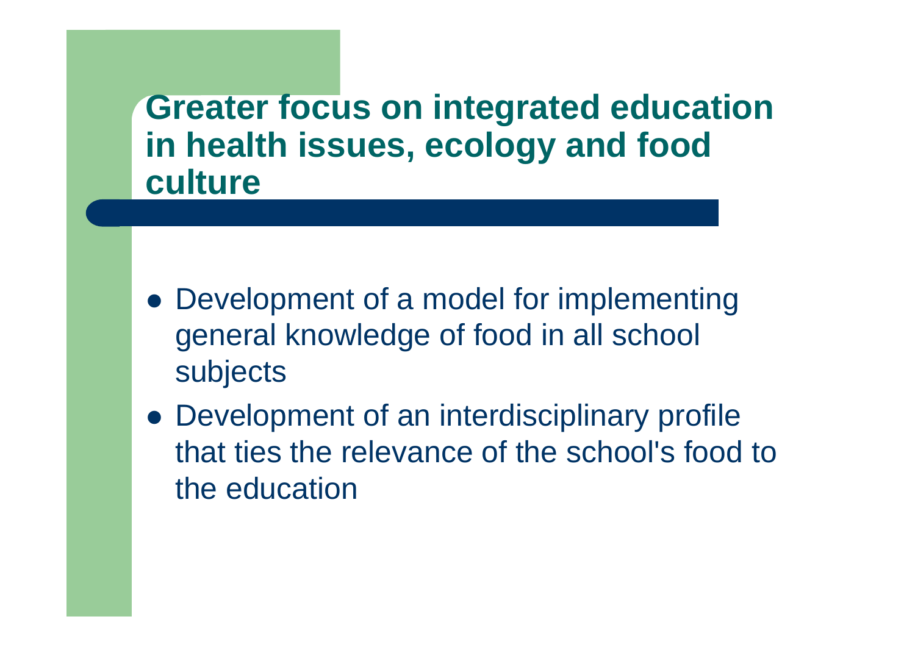# Greater focus on integrated education in health issues, ecology and food culture

- Development of a model for implementing general knowledge of food in all school subjects
- Development of an interdisciplinary profile that ties the relevance of the school's food to the education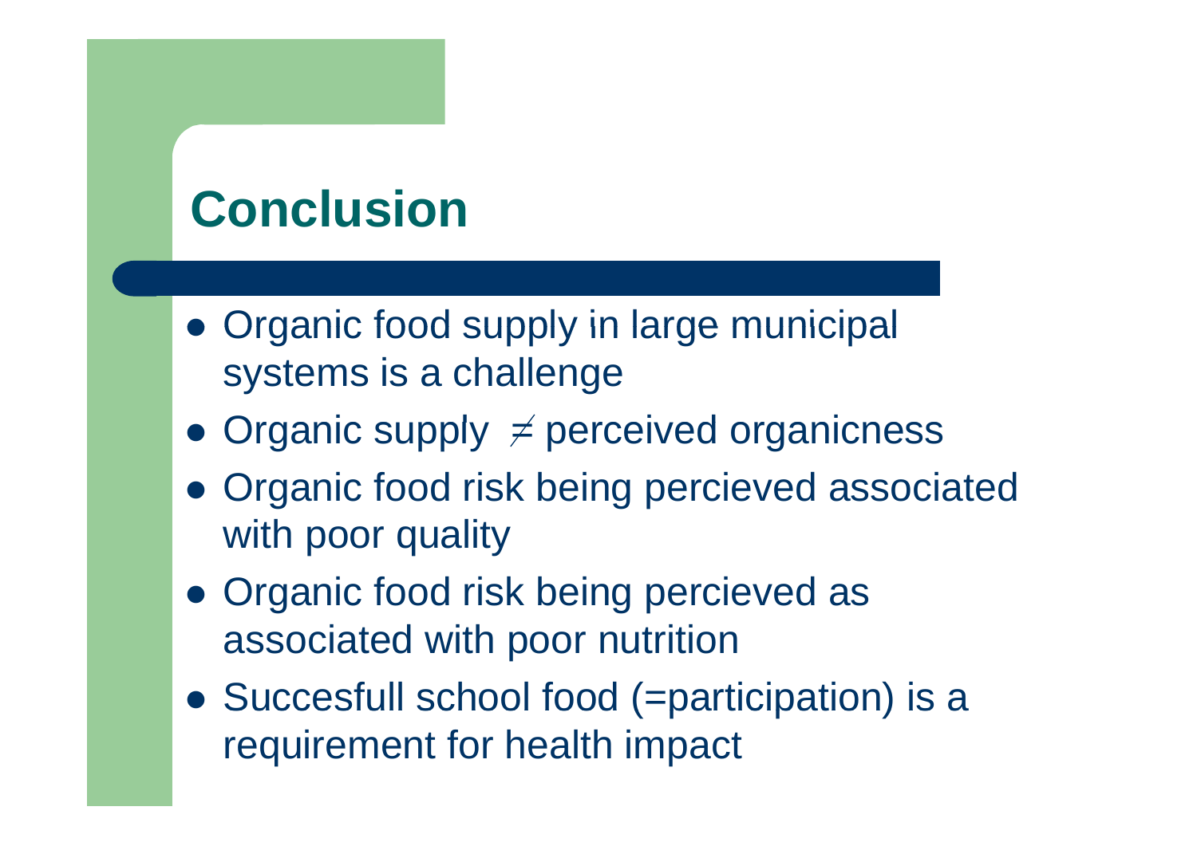# Conclusion

- Organic food supply in large municipal systems is a challenge
- Organic supply $\neq$ perceived organicness
- Organic food risk being percieved associated with poor quality
- Organic food risk being percieved as associated with poor nutrition
- Succesfull school food (=participation) is a requirement for health impact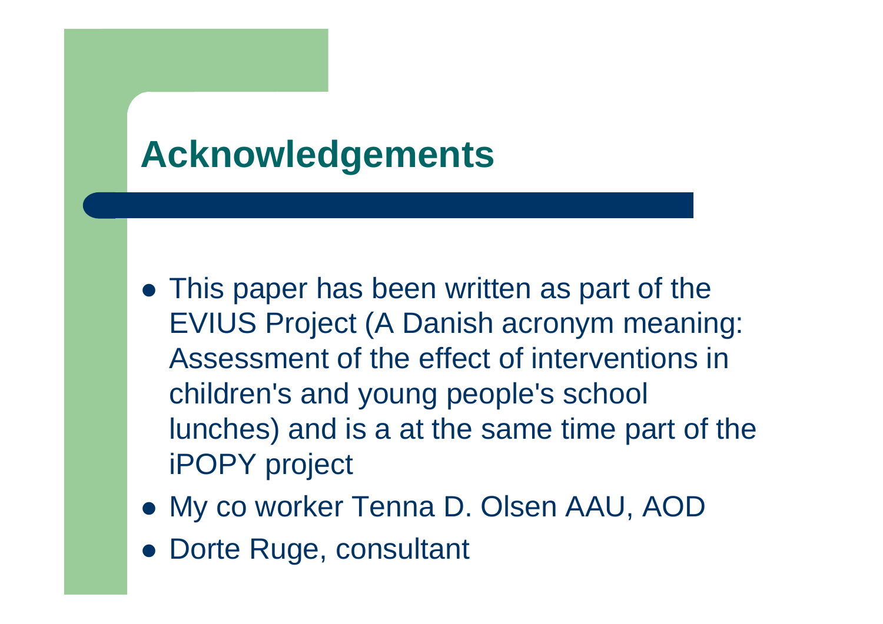# Acknowledgements

- This paper has been written as part of the EVIUS Project (A Danish acronym meaning: Assessment of the effect of interventions in children's and young people's school lunches) and is a at the same time part of the iPOPY project
- My co worker Tenna D. Olsen AAU, AOD
- Dorte Ruge, consultant